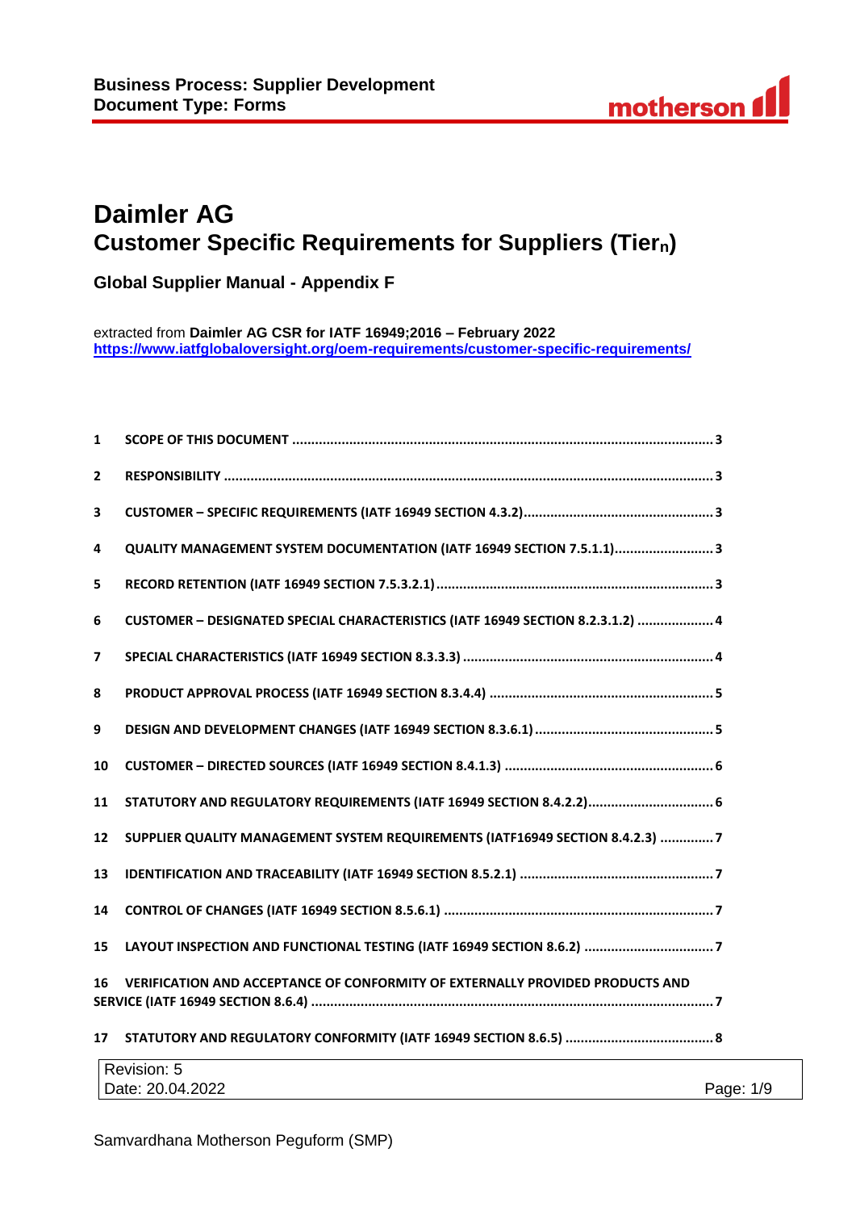# Daimler AG

## Customer Specific Requirements for Suppliers (Tier$_n$)

**Global Supplier Manual - Appendix F**

extracted from **Daimler AG CSR for IATF 16949;2016 – February 2022**
**https://www.iatfglobaloversight.org/oem-requirements/customer-specific-requirements/**

1 SCOPE OF THIS DOCUMENT ..... 3

2 RESPONSIBILITY ..... 3

3 CUSTOMER – SPECIFIC REQUIREMENTS (IATF 16949 SECTION 4.3.2) ..... 3

4 QUALITY MANAGEMENT SYSTEM DOCUMENTATION (IATF 16949 SECTION 7.5.1.1) ..... 3

5 RECORD RETENTION (IATF 16949 SECTION 7.5.3.2.1) ..... 3

6 CUSTOMER – DESIGNATED SPECIAL CHARACTERISTICS (IATF 16949 SECTION 8.2.3.1.2) ..... 4

7 SPECIAL CHARACTERISTICS (IATF 16949 SECTION 8.3.3.3) ..... 4

8 PRODUCT APPROVAL PROCESS (IATF 16949 SECTION 8.3.4.4) ..... 5

9 DESIGN AND DEVELOPMENT CHANGES (IATF 16949 SECTION 8.3.6.1) ..... 5

10 CUSTOMER – DIRECTED SOURCES (IATF 16949 SECTION 8.4.1.3) ..... 6

11 STATUTORY AND REGULATORY REQUIREMENTS (IATF 16949 SECTION 8.4.2.2) ..... 6

12 SUPPLIER QUALITY MANAGEMENT SYSTEM REQUIREMENTS (IATF16949 SECTION 8.4.2.3) ..... 7

13 IDENTIFICATION AND TRACEABILITY (IATF 16949 SECTION 8.5.2.1) ..... 7

14 CONTROL OF CHANGES (IATF 16949 SECTION 8.5.6.1) ..... 7

15 LAYOUT INSPECTION AND FUNCTIONAL TESTING (IATF 16949 SECTION 8.6.2) ..... 7

16 VERIFICATION AND ACCEPTANCE OF CONFORMITY OF EXTERNALLY PROVIDED PRODUCTS AND SERVICE (IATF 16949 SECTION 8.6.4) ..... 7

17 STATUTORY AND REGULATORY CONFORMITY (IATF 16949 SECTION 8.6.5) ..... 8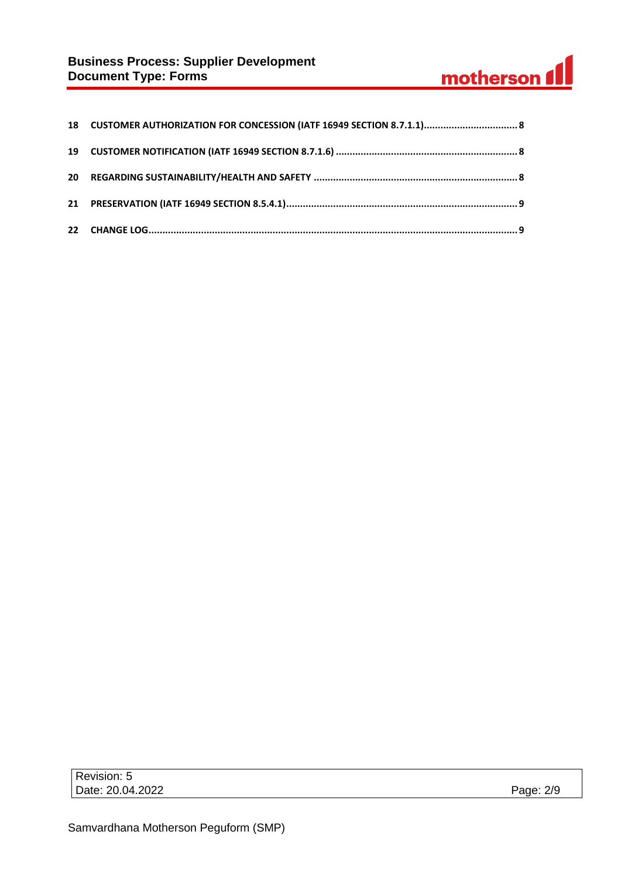18 CUSTOMER AUTHORIZATION FOR CONCESSION (IATF 16949 SECTION 8.7.1.1) ................................. 8

19 CUSTOMER NOTIFICATION (IATF 16949 SECTION 8.7.1.6) ................................................................. 8

20 REGARDING SUSTAINABILITY/HEALTH AND SAFETY ......................................................................... 8

21 PRESERVATION (IATF 16949 SECTION 8.5.4.1)................................................................................... 9

22 CHANGE LOG.................................................................................................................................... 9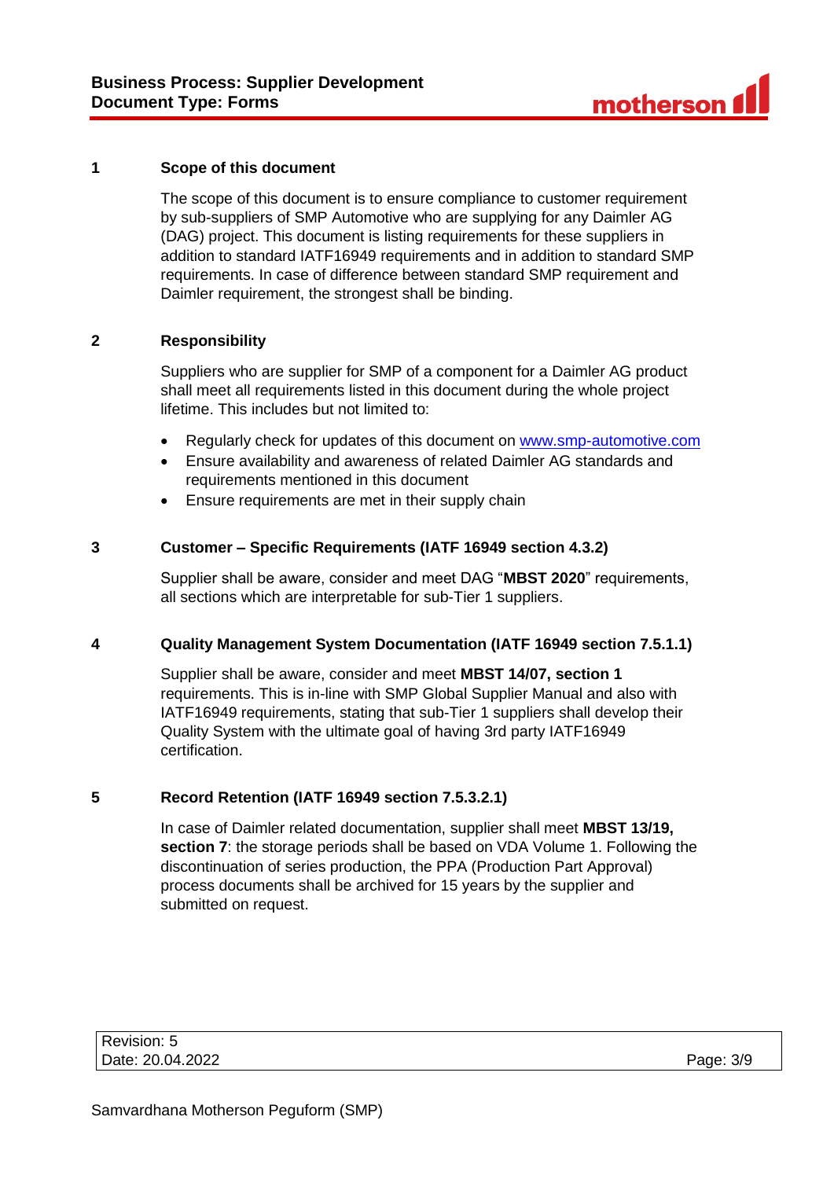## 1 Scope of this document

The scope of this document is to ensure compliance to customer requirement by sub-suppliers of SMP Automotive who are supplying for any Daimler AG (DAG) project. This document is listing requirements for these suppliers in addition to standard IATF16949 requirements and in addition to standard SMP requirements. In case of difference between standard SMP requirement and Daimler requirement, the strongest shall be binding.

## 2 Responsibility

Suppliers who are supplier for SMP of a component for a Daimler AG product shall meet all requirements listed in this document during the whole project lifetime. This includes but not limited to:

- Regularly check for updates of this document on [www.smp-automotive.com](www.smp-automotive.com)
- Ensure availability and awareness of related Daimler AG standards and requirements mentioned in this document
- Ensure requirements are met in their supply chain

## 3 Customer – Specific Requirements (IATF 16949 section 4.3.2)

Supplier shall be aware, consider and meet DAG "**MBST 2020**" requirements, all sections which are interpretable for sub-Tier 1 suppliers.

## 4 Quality Management System Documentation (IATF 16949 section 7.5.1.1)

Supplier shall be aware, consider and meet **MBST 14/07, section 1** requirements. This is in-line with SMP Global Supplier Manual and also with IATF16949 requirements, stating that sub-Tier 1 suppliers shall develop their Quality System with the ultimate goal of having 3rd party IATF16949 certification.

## 5 Record Retention (IATF 16949 section 7.5.3.2.1)

In case of Daimler related documentation, supplier shall meet **MBST 13/19, section 7**: the storage periods shall be based on VDA Volume 1. Following the discontinuation of series production, the PPA (Production Part Approval) process documents shall be archived for 15 years by the supplier and submitted on request.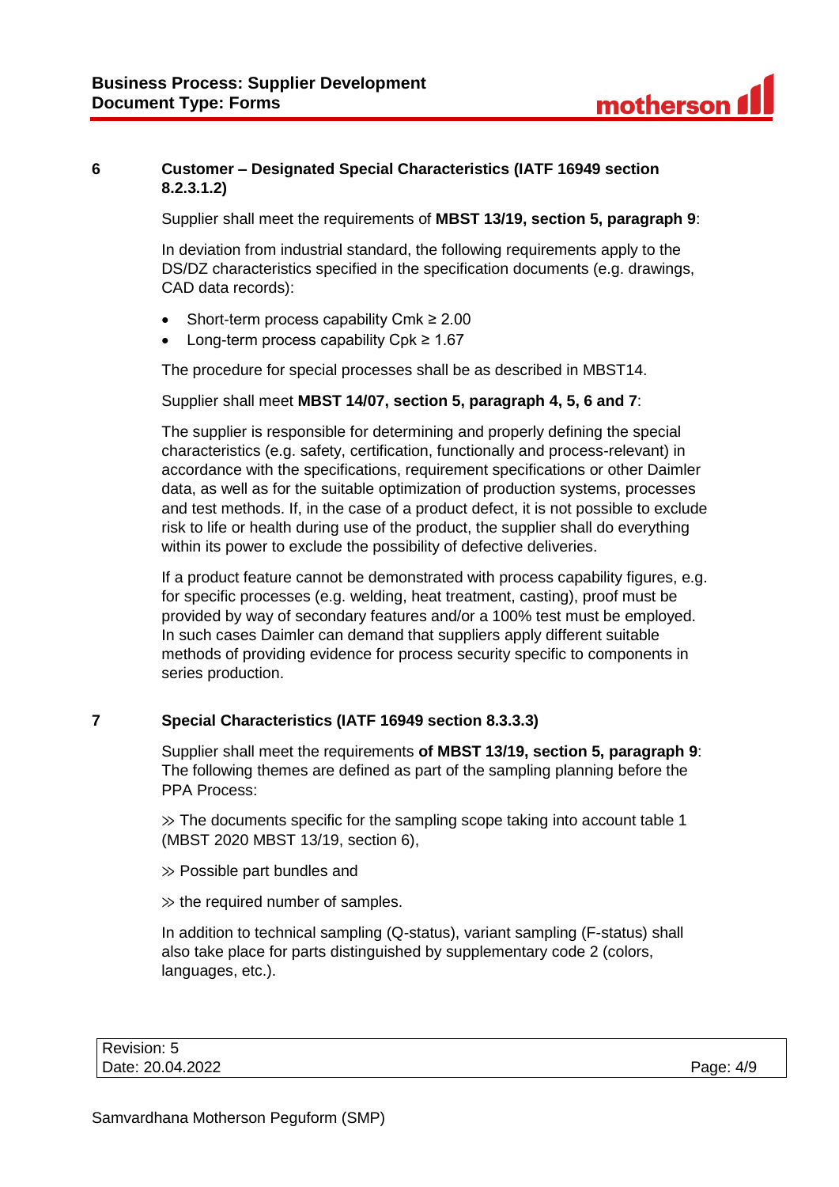## 6 Customer – Designated Special Characteristics (IATF 16949 section 8.2.3.1.2)

Supplier shall meet the requirements of **MBST 13/19, section 5, paragraph 9**:

In deviation from industrial standard, the following requirements apply to the DS/DZ characteristics specified in the specification documents (e.g. drawings, CAD data records):

- Short-term process capability Cmk ≥ 2.00
- Long-term process capability Cpk ≥ 1.67

The procedure for special processes shall be as described in MBST14.

Supplier shall meet **MBST 14/07, section 5, paragraph 4, 5, 6 and 7**:

The supplier is responsible for determining and properly defining the special characteristics (e.g. safety, certification, functionally and process-relevant) in accordance with the specifications, requirement specifications or other Daimler data, as well as for the suitable optimization of production systems, processes and test methods. If, in the case of a product defect, it is not possible to exclude risk to life or health during use of the product, the supplier shall do everything within its power to exclude the possibility of defective deliveries.

If a product feature cannot be demonstrated with process capability figures, e.g. for specific processes (e.g. welding, heat treatment, casting), proof must be provided by way of secondary features and/or a 100% test must be employed. In such cases Daimler can demand that suppliers apply different suitable methods of providing evidence for process security specific to components in series production.

## 7 Special Characteristics (IATF 16949 section 8.3.3.3)

Supplier shall meet the requirements **of MBST 13/19, section 5, paragraph 9**: The following themes are defined as part of the sampling planning before the PPA Process:

≫ The documents specific for the sampling scope taking into account table 1 (MBST 2020 MBST 13/19, section 6),

≫ Possible part bundles and

≫ the required number of samples.

In addition to technical sampling (Q-status), variant sampling (F-status) shall also take place for parts distinguished by supplementary code 2 (colors, languages, etc.).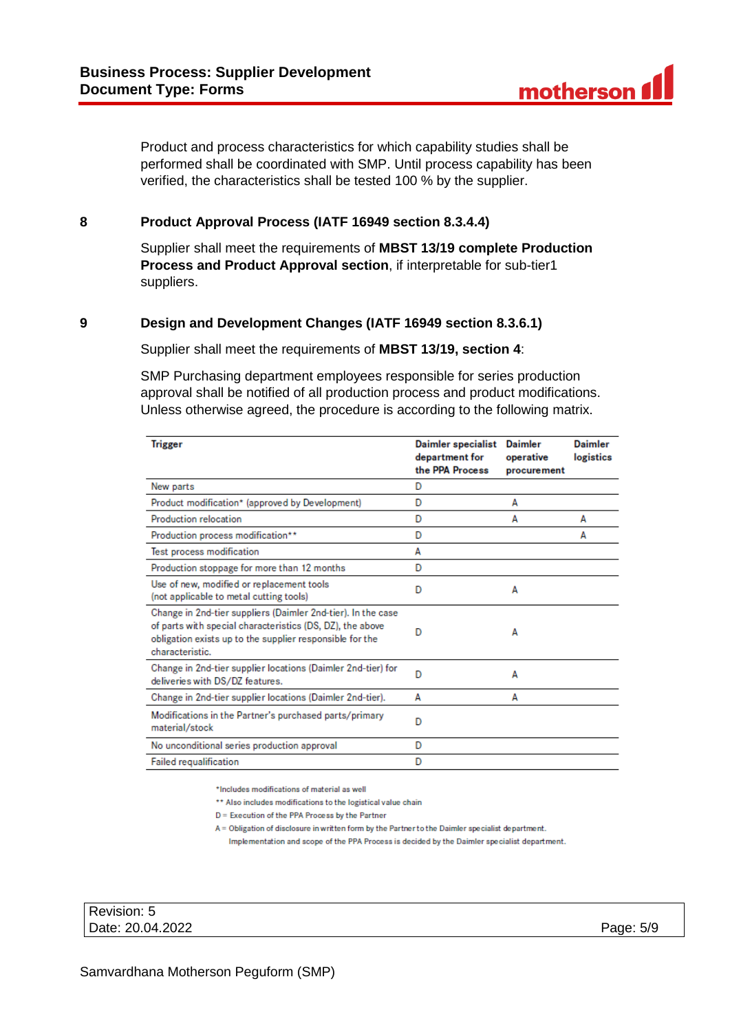Product and process characteristics for which capability studies shall be performed shall be coordinated with SMP. Until process capability has been verified, the characteristics shall be tested 100 % by the supplier.

## 8 Product Approval Process (IATF 16949 section 8.3.4.4)

Supplier shall meet the requirements of **MBST 13/19 complete Production Process and Product Approval section**, if interpretable for sub-tier1 suppliers.

## 9 Design and Development Changes (IATF 16949 section 8.3.6.1)

Supplier shall meet the requirements of **MBST 13/19, section 4**:

SMP Purchasing department employees responsible for series production approval shall be notified of all production process and product modifications. Unless otherwise agreed, the procedure is according to the following matrix.

| Trigger | Daimler specialist department for the PPA Process | Daimler operative procurement | Daimler logistics |
|---|---|---|---|
| New parts | D | | |
| Product modification* (approved by Development) | D | A | |
| Production relocation | D | A | A |
| Production process modification** | D | | A |
| Test process modification | A | | |
| Production stoppage for more than 12 months | D | | |
| Use of new, modified or replacement tools (not applicable to metal cutting tools) | D | A | |
| Change in 2nd-tier suppliers (Daimler 2nd-tier). In the case of parts with special characteristics (DS, DZ), the above obligation exists up to the supplier responsible for the characteristic. | D | A | |
| Change in 2nd-tier supplier locations (Daimler 2nd-tier) for deliveries with DS/DZ features. | D | A | |
| Change in 2nd-tier supplier locations (Daimler 2nd-tier). | A | A | |
| Modifications in the Partner's purchased parts/primary material/stock | D | | |
| No unconditional series production approval | D | | |
| Failed requalification | D | | |

*Includes modifications of material as well

** Also includes modifications to the logistical value chain

D = Execution of the PPA Process by the Partner

A = Obligation of disclosure in written form by the Partner to the Daimler specialist department. Implementation and scope of the PPA Process is decided by the Daimler specialist department.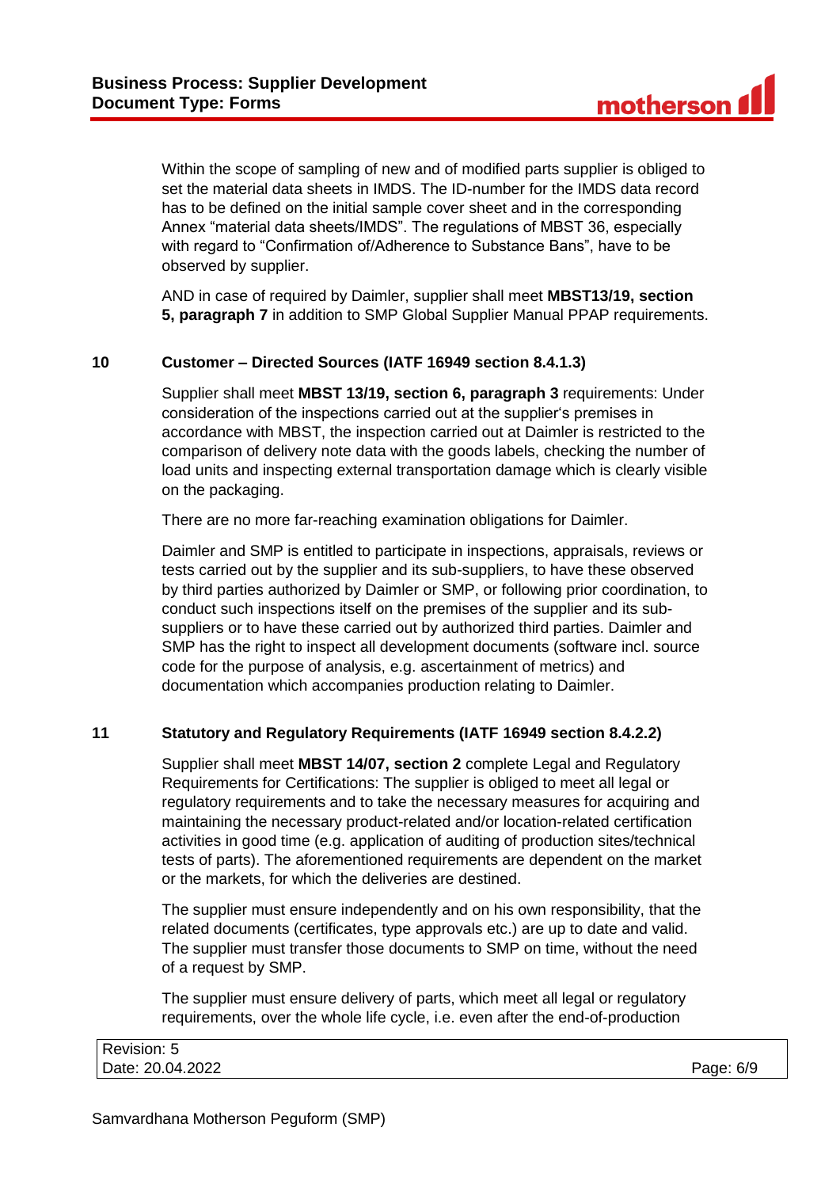Within the scope of sampling of new and of modified parts supplier is obliged to set the material data sheets in IMDS. The ID-number for the IMDS data record has to be defined on the initial sample cover sheet and in the corresponding Annex "material data sheets/IMDS". The regulations of MBST 36, especially with regard to "Confirmation of/Adherence to Substance Bans", have to be observed by supplier.

AND in case of required by Daimler, supplier shall meet **MBST13/19, section 5, paragraph 7** in addition to SMP Global Supplier Manual PPAP requirements.

## 10 Customer – Directed Sources (IATF 16949 section 8.4.1.3)

Supplier shall meet **MBST 13/19, section 6, paragraph 3** requirements: Under consideration of the inspections carried out at the supplier's premises in accordance with MBST, the inspection carried out at Daimler is restricted to the comparison of delivery note data with the goods labels, checking the number of load units and inspecting external transportation damage which is clearly visible on the packaging.

There are no more far-reaching examination obligations for Daimler.

Daimler and SMP is entitled to participate in inspections, appraisals, reviews or tests carried out by the supplier and its sub-suppliers, to have these observed by third parties authorized by Daimler or SMP, or following prior coordination, to conduct such inspections itself on the premises of the supplier and its sub-suppliers or to have these carried out by authorized third parties. Daimler and SMP has the right to inspect all development documents (software incl. source code for the purpose of analysis, e.g. ascertainment of metrics) and documentation which accompanies production relating to Daimler.

## 11 Statutory and Regulatory Requirements (IATF 16949 section 8.4.2.2)

Supplier shall meet **MBST 14/07, section 2** complete Legal and Regulatory Requirements for Certifications: The supplier is obliged to meet all legal or regulatory requirements and to take the necessary measures for acquiring and maintaining the necessary product-related and/or location-related certification activities in good time (e.g. application of auditing of production sites/technical tests of parts). The aforementioned requirements are dependent on the market or the markets, for which the deliveries are destined.

The supplier must ensure independently and on his own responsibility, that the related documents (certificates, type approvals etc.) are up to date and valid. The supplier must transfer those documents to SMP on time, without the need of a request by SMP.

The supplier must ensure delivery of parts, which meet all legal or regulatory requirements, over the whole life cycle, i.e. even after the end-of-production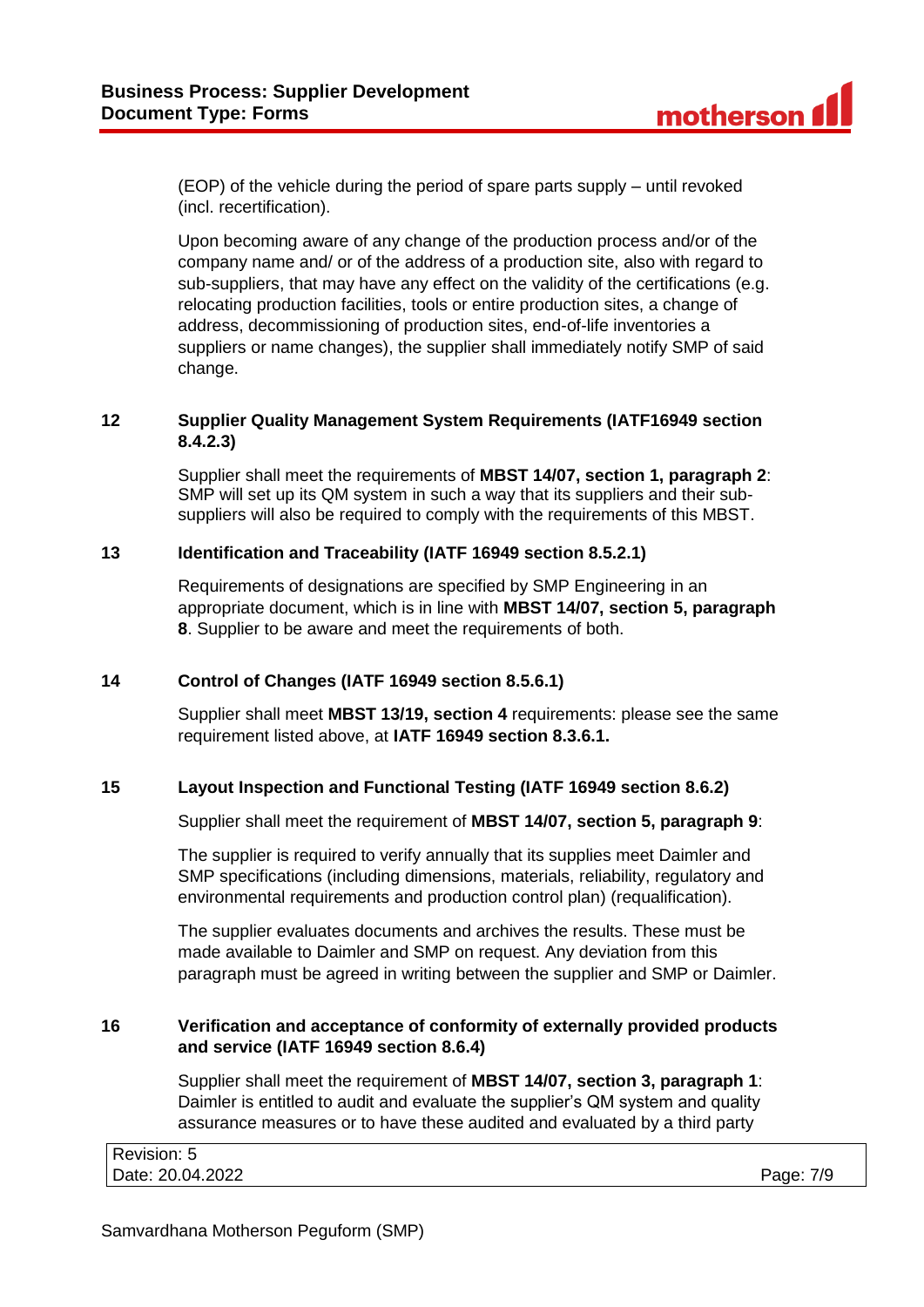(EOP) of the vehicle during the period of spare parts supply – until revoked (incl. recertification).

Upon becoming aware of any change of the production process and/or of the company name and/ or of the address of a production site, also with regard to sub-suppliers, that may have any effect on the validity of the certifications (e.g. relocating production facilities, tools or entire production sites, a change of address, decommissioning of production sites, end-of-life inventories a suppliers or name changes), the supplier shall immediately notify SMP of said change.

## 12 Supplier Quality Management System Requirements (IATF16949 section 8.4.2.3)

Supplier shall meet the requirements of **MBST 14/07, section 1, paragraph 2**: SMP will set up its QM system in such a way that its suppliers and their sub-suppliers will also be required to comply with the requirements of this MBST.

## 13 Identification and Traceability (IATF 16949 section 8.5.2.1)

Requirements of designations are specified by SMP Engineering in an appropriate document, which is in line with **MBST 14/07, section 5, paragraph 8**. Supplier to be aware and meet the requirements of both.

## 14 Control of Changes (IATF 16949 section 8.5.6.1)

Supplier shall meet **MBST 13/19, section 4** requirements: please see the same requirement listed above, at **IATF 16949 section 8.3.6.1.**

## 15 Layout Inspection and Functional Testing (IATF 16949 section 8.6.2)

Supplier shall meet the requirement of **MBST 14/07, section 5, paragraph 9**:

The supplier is required to verify annually that its supplies meet Daimler and SMP specifications (including dimensions, materials, reliability, regulatory and environmental requirements and production control plan) (requalification).

The supplier evaluates documents and archives the results. These must be made available to Daimler and SMP on request. Any deviation from this paragraph must be agreed in writing between the supplier and SMP or Daimler.

## 16 Verification and acceptance of conformity of externally provided products and service (IATF 16949 section 8.6.4)

Supplier shall meet the requirement of **MBST 14/07, section 3, paragraph 1**: Daimler is entitled to audit and evaluate the supplier's QM system and quality assurance measures or to have these audited and evaluated by a third party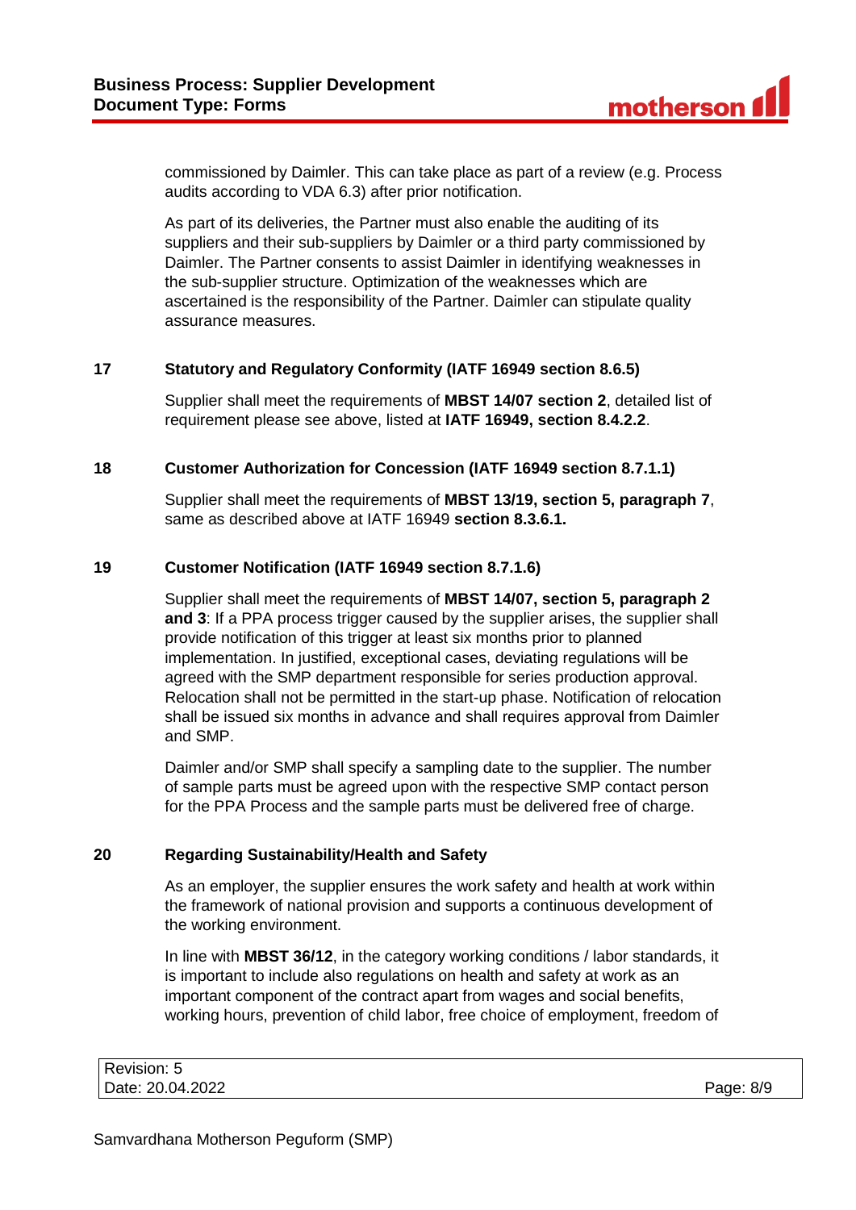commissioned by Daimler. This can take place as part of a review (e.g. Process audits according to VDA 6.3) after prior notification.

As part of its deliveries, the Partner must also enable the auditing of its suppliers and their sub-suppliers by Daimler or a third party commissioned by Daimler. The Partner consents to assist Daimler in identifying weaknesses in the sub-supplier structure. Optimization of the weaknesses which are ascertained is the responsibility of the Partner. Daimler can stipulate quality assurance measures.

## 17 Statutory and Regulatory Conformity (IATF 16949 section 8.6.5)

Supplier shall meet the requirements of **MBST 14/07 section 2**, detailed list of requirement please see above, listed at **IATF 16949, section 8.4.2.2**.

## 18 Customer Authorization for Concession (IATF 16949 section 8.7.1.1)

Supplier shall meet the requirements of **MBST 13/19, section 5, paragraph 7**, same as described above at IATF 16949 **section 8.3.6.1.**

## 19 Customer Notification (IATF 16949 section 8.7.1.6)

Supplier shall meet the requirements of **MBST 14/07, section 5, paragraph 2 and 3**: If a PPA process trigger caused by the supplier arises, the supplier shall provide notification of this trigger at least six months prior to planned implementation. In justified, exceptional cases, deviating regulations will be agreed with the SMP department responsible for series production approval. Relocation shall not be permitted in the start-up phase. Notification of relocation shall be issued six months in advance and shall requires approval from Daimler and SMP.

Daimler and/or SMP shall specify a sampling date to the supplier. The number of sample parts must be agreed upon with the respective SMP contact person for the PPA Process and the sample parts must be delivered free of charge.

## 20 Regarding Sustainability/Health and Safety

As an employer, the supplier ensures the work safety and health at work within the framework of national provision and supports a continuous development of the working environment.

In line with **MBST 36/12**, in the category working conditions / labor standards, it is important to include also regulations on health and safety at work as an important component of the contract apart from wages and social benefits, working hours, prevention of child labor, free choice of employment, freedom of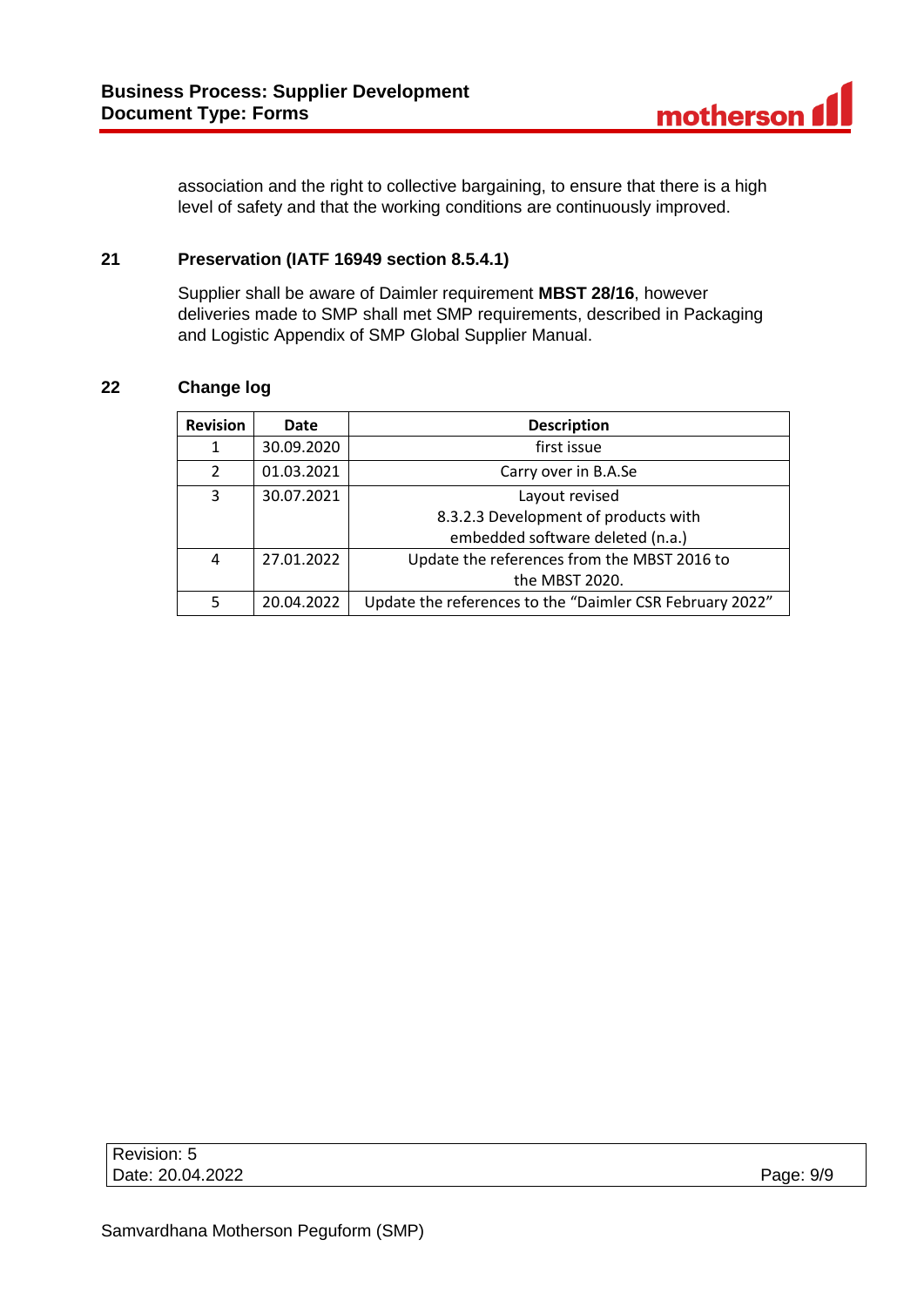association and the right to collective bargaining, to ensure that there is a high level of safety and that the working conditions are continuously improved.

## 21 Preservation (IATF 16949 section 8.5.4.1)

Supplier shall be aware of Daimler requirement **MBST 28/16**, however deliveries made to SMP shall met SMP requirements, described in Packaging and Logistic Appendix of SMP Global Supplier Manual.

## 22 Change log

| Revision | Date | Description |
|---|---|---|
| 1 | 30.09.2020 | first issue |
| 2 | 01.03.2021 | Carry over in B.A.Se |
| 3 | 30.07.2021 | Layout revised<br>8.3.2.3 Development of products with embedded software deleted (n.a.) |
| 4 | 27.01.2022 | Update the references from the MBST 2016 to the MBST 2020. |
| 5 | 20.04.2022 | Update the references to the “Daimler CSR February 2022” |